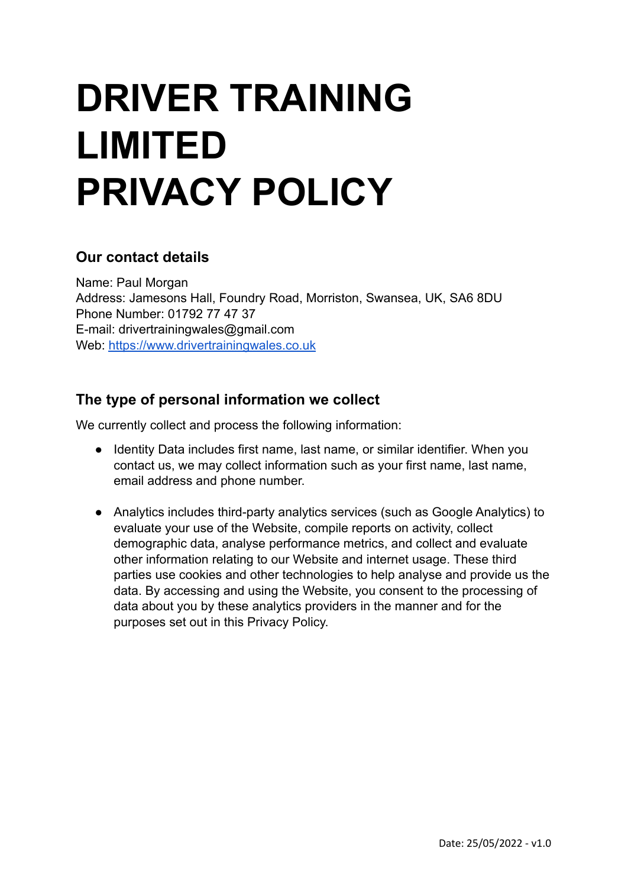# DRIVER TRAINING LIMITED PRIVACY POLICY

## Our contact details

Name: Paul Morgan
Address: Jamesons Hall, Foundry Road, Morriston, Swansea, UK, SA6 8DU
Phone Number: 01792 77 47 37
E-mail: drivertrainingwales@gmail.com
Web: https://www.drivertrainingwales.co.uk

## The type of personal information we collect

We currently collect and process the following information:

- Identity Data includes first name, last name, or similar identifier. When you contact us, we may collect information such as your first name, last name, email address and phone number.
- Analytics includes third-party analytics services (such as Google Analytics) to evaluate your use of the Website, compile reports on activity, collect demographic data, analyse performance metrics, and collect and evaluate other information relating to our Website and internet usage. These third parties use cookies and other technologies to help analyse and provide us the data. By accessing and using the Website, you consent to the processing of data about you by these analytics providers in the manner and for the purposes set out in this Privacy Policy.

Date: 25/05/2022 - v1.0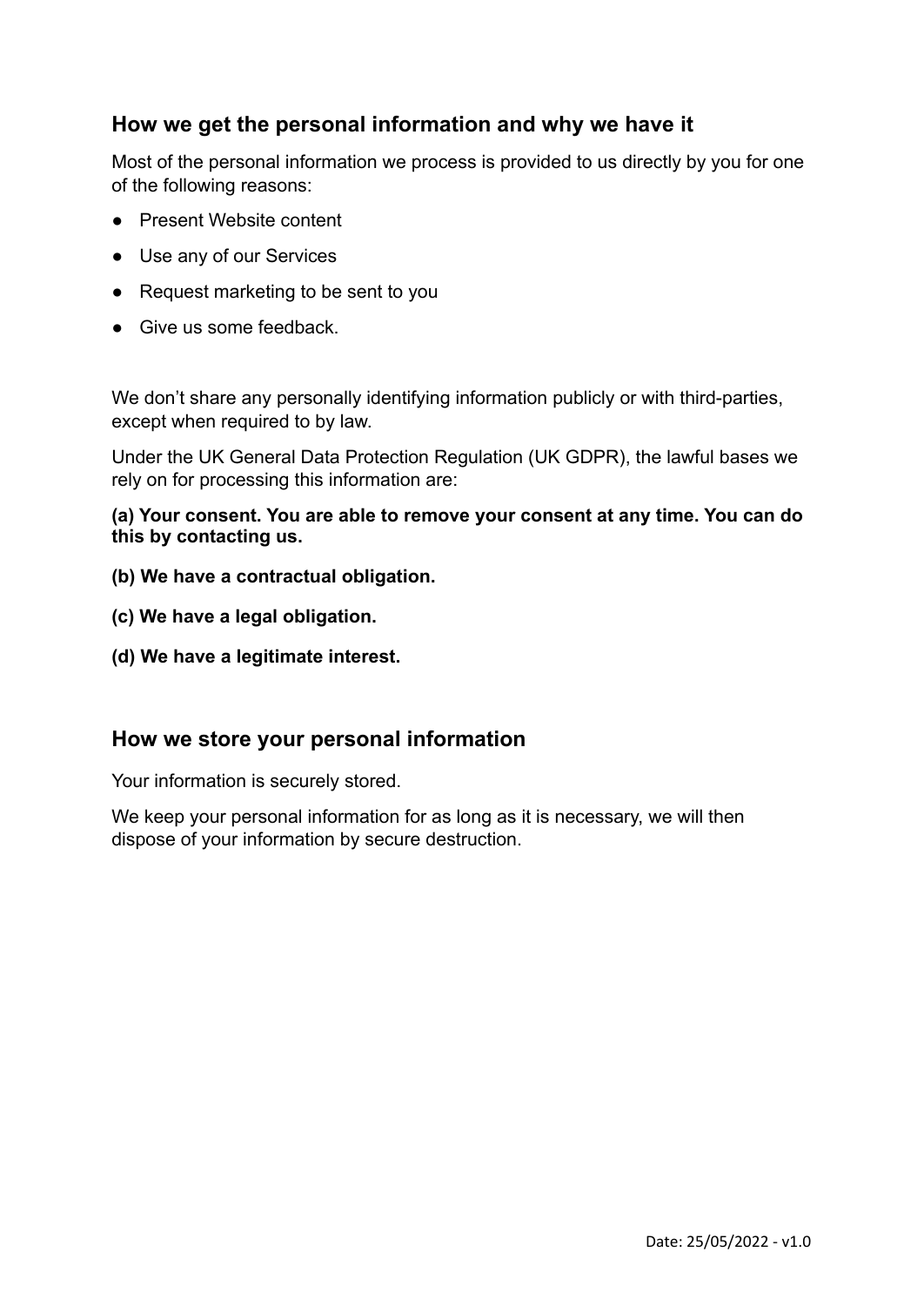## How we get the personal information and why we have it

Most of the personal information we process is provided to us directly by you for one of the following reasons:

- Present Website content
- Use any of our Services
- Request marketing to be sent to you
- Give us some feedback.

We don't share any personally identifying information publicly or with third-parties, except when required to by law.

Under the UK General Data Protection Regulation (UK GDPR), the lawful bases we rely on for processing this information are:

**(a) Your consent. You are able to remove your consent at any time. You can do this by contacting us.**

**(b) We have a contractual obligation.**

**(c) We have a legal obligation.**

**(d) We have a legitimate interest.**

## How we store your personal information

Your information is securely stored.

We keep your personal information for as long as it is necessary, we will then dispose of your information by secure destruction.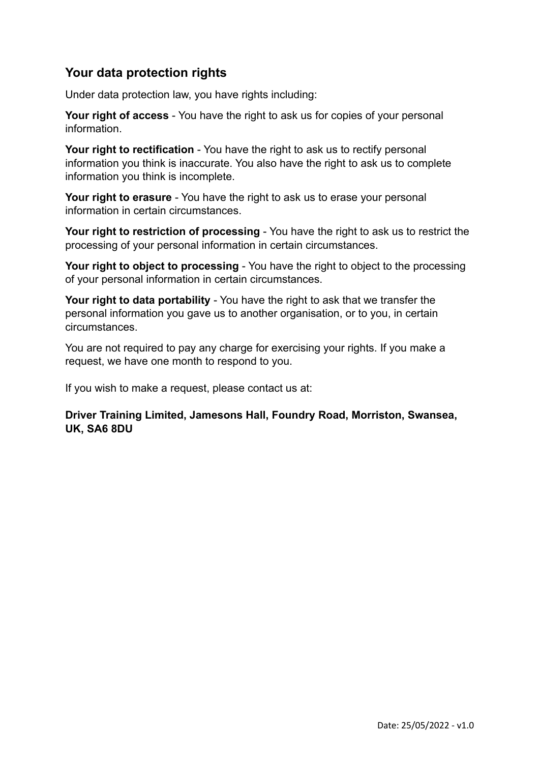## Your data protection rights

Under data protection law, you have rights including:

**Your right of access** - You have the right to ask us for copies of your personal information.

**Your right to rectification** - You have the right to ask us to rectify personal information you think is inaccurate. You also have the right to ask us to complete information you think is incomplete.

**Your right to erasure** - You have the right to ask us to erase your personal information in certain circumstances.

**Your right to restriction of processing** - You have the right to ask us to restrict the processing of your personal information in certain circumstances.

**Your right to object to processing** - You have the right to object to the processing of your personal information in certain circumstances.

**Your right to data portability** - You have the right to ask that we transfer the personal information you gave us to another organisation, or to you, in certain circumstances.

You are not required to pay any charge for exercising your rights. If you make a request, we have one month to respond to you.

If you wish to make a request, please contact us at:

**Driver Training Limited, Jamesons Hall, Foundry Road, Morriston, Swansea, UK, SA6 8DU**

Date: 25/05/2022 - v1.0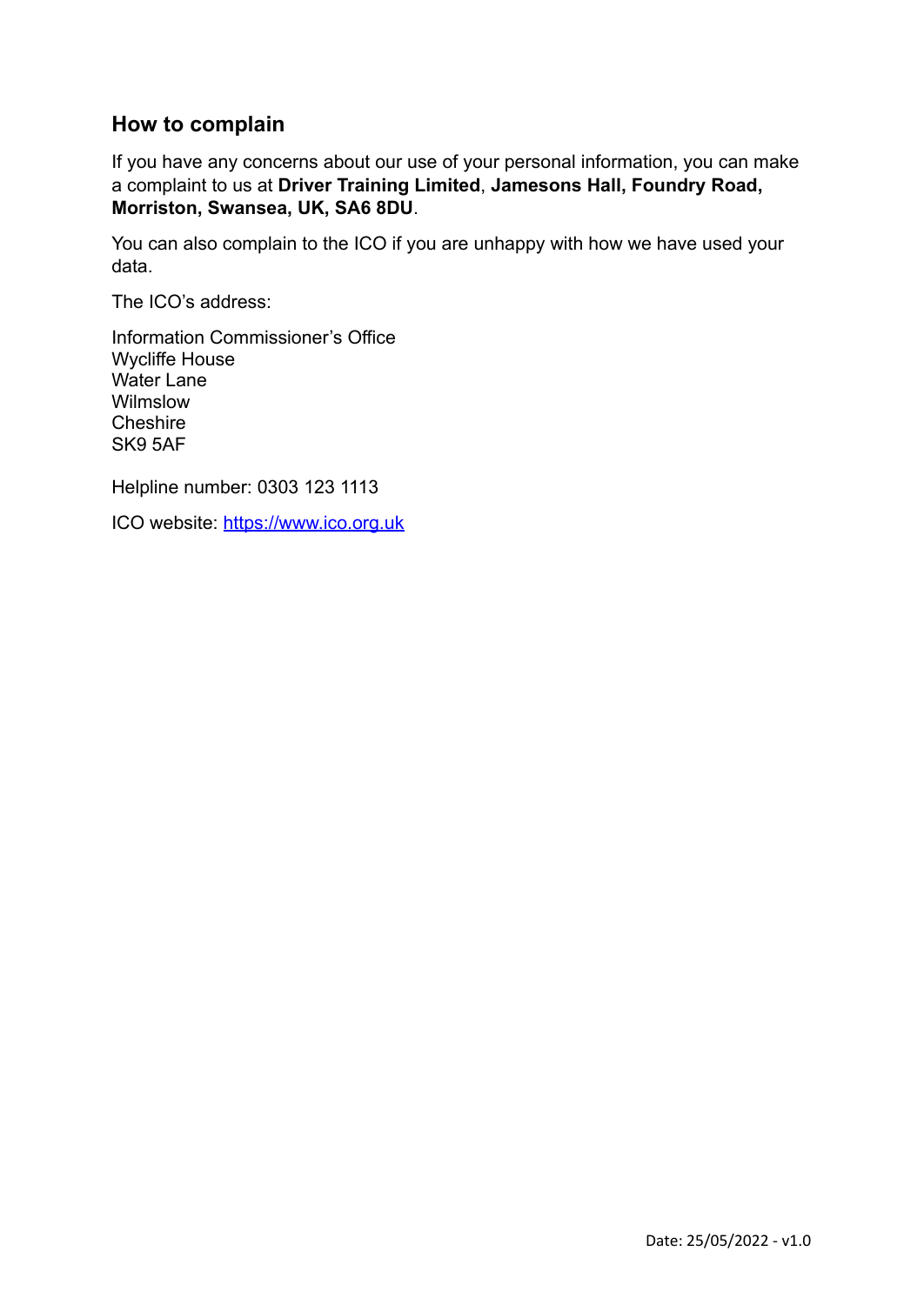## How to complain

If you have any concerns about our use of your personal information, you can make a complaint to us at **Driver Training Limited**, **Jamesons Hall, Foundry Road, Morriston, Swansea, UK, SA6 8DU**.

You can also complain to the ICO if you are unhappy with how we have used your data.

The ICO's address:

Information Commissioner's Office
Wycliffe House
Water Lane
Wilmslow
Cheshire
SK9 5AF

Helpline number: 0303 123 1113

ICO website: [https://www.ico.org.uk](https://www.ico.org.uk)

Date: 25/05/2022 - v1.0